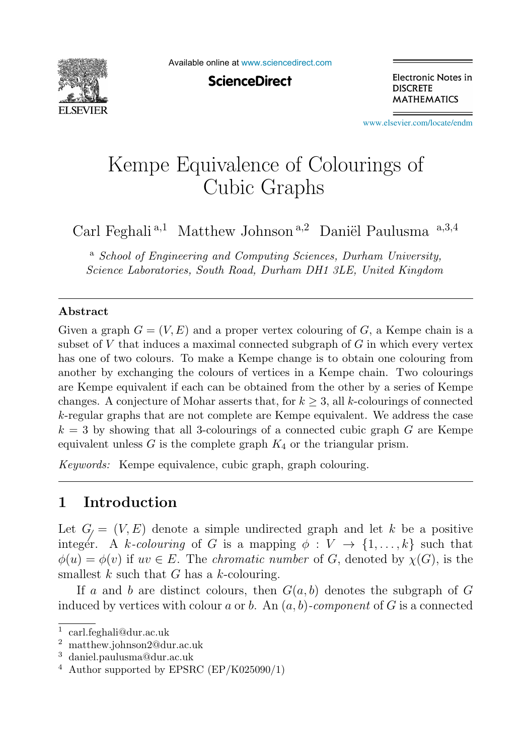# Kempe Equivalence of Colourings of Cubic Graphs

Carl Feghali [a,1] Matthew Johnson [a,2] Daniël Paulusma [a,3,4]

[a] *School of Engineering and Computing Sciences, Durham University, Science Laboratories, South Road, Durham DH1 3LE, United Kingdom*

## Abstract

Given a graph $G = (V, E)$ and a proper vertex colouring of $G$, a Kempe chain is a subset of $V$ that induces a maximal connected subgraph of $G$ in which every vertex has one of two colours. To make a Kempe change is to obtain one colouring from another by exchanging the colours of vertices in a Kempe chain. Two colourings are Kempe equivalent if each can be obtained from the other by a series of Kempe changes. A conjecture of Mohar asserts that, for $k \geq 3$, all $k$-colourings of connected $k$-regular graphs that are not complete are Kempe equivalent. We address the case $k = 3$ by showing that all 3-colourings of a connected cubic graph $G$ are Kempe equivalent unless $G$ is the complete graph $K_4$ or the triangular prism.

*Keywords:* Kempe equivalence, cubic graph, graph colouring.

## 1 Introduction

Let $G = (V, E)$ denote a simple undirected graph and let $k$ be a positive integer. A *$k$-colouring* of $G$ is a mapping $\phi : V \to \{1, \ldots, k\}$ such that $\phi(u) \neq \phi(v)$ if $uv \in E$. The *chromatic number* of $G$, denoted by $\chi(G)$, is the smallest $k$ such that $G$ has a $k$-colouring.

If $a$ and $b$ are distinct colours, then $G(a, b)$ denotes the subgraph of $G$ induced by vertices with colour $a$ or $b$. An $(a, b)$*-component* of $G$ is a connected

---

[1] carl.feghali@dur.ac.uk

[2] matthew.johnson2@dur.ac.uk

[3] daniel.paulusma@dur.ac.uk

[4] Author supported by EPSRC (EP/K025090/1)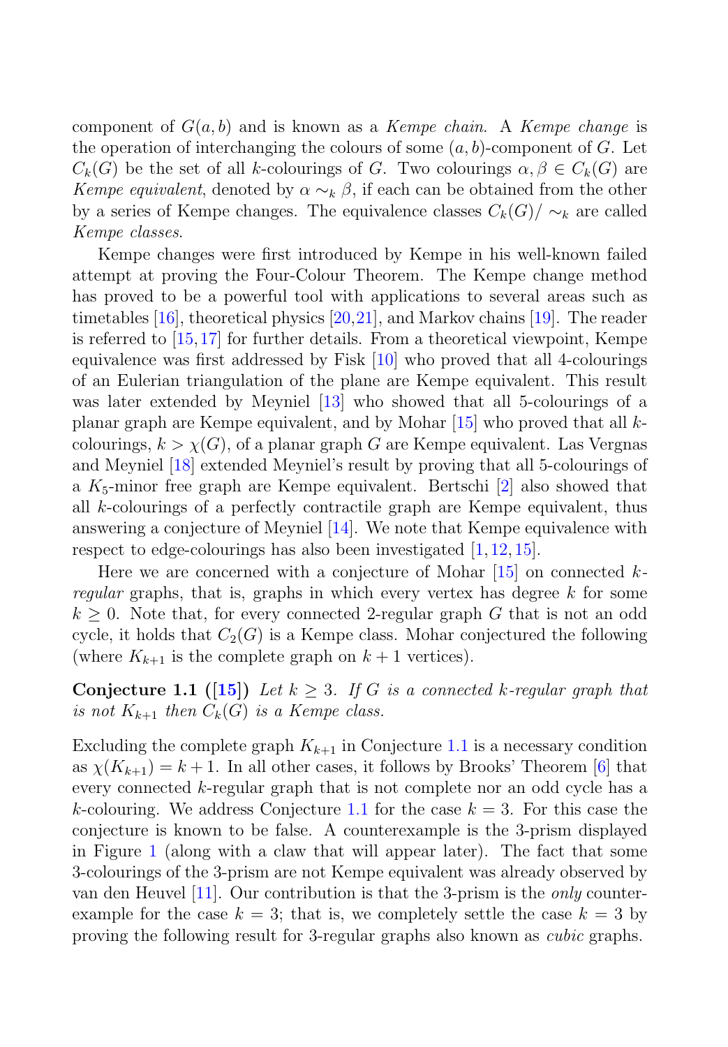component of $G(a, b)$ and is known as a *Kempe chain*. A *Kempe change* is the operation of interchanging the colours of some $(a, b)$-component of $G$. Let $C_k(G)$ be the set of all $k$-colourings of $G$. Two colourings $\alpha, \beta \in C_k(G)$ are *Kempe equivalent*, denoted by $\alpha \sim_k \beta$, if each can be obtained from the other by a series of Kempe changes. The equivalence classes $C_k(G)/\sim_k$ are called *Kempe classes*.

Kempe changes were first introduced by Kempe in his well-known failed attempt at proving the Four-Colour Theorem. The Kempe change method has proved to be a powerful tool with applications to several areas such as timetables [16], theoretical physics [20,21], and Markov chains [19]. The reader is referred to [15,17] for further details. From a theoretical viewpoint, Kempe equivalence was first addressed by Fisk [10] who proved that all 4-colourings of an Eulerian triangulation of the plane are Kempe equivalent. This result was later extended by Meyniel [13] who showed that all 5-colourings of a planar graph are Kempe equivalent, and by Mohar [15] who proved that all $k$-colourings, $k > \chi(G)$, of a planar graph $G$ are Kempe equivalent. Las Vergnas and Meyniel [18] extended Meyniel's result by proving that all 5-colourings of a $K_5$-minor free graph are Kempe equivalent. Bertschi [2] also showed that all $k$-colourings of a perfectly contractile graph are Kempe equivalent, thus answering a conjecture of Meyniel [14]. We note that Kempe equivalence with respect to edge-colourings has also been investigated [1,12,15].

Here we are concerned with a conjecture of Mohar [15] on connected $k$-*regular* graphs, that is, graphs in which every vertex has degree $k$ for some $k \geq 0$. Note that, for every connected 2-regular graph $G$ that is not an odd cycle, it holds that $C_2(G)$ is a Kempe class. Mohar conjectured the following (where $K_{k+1}$ is the complete graph on $k+1$ vertices).

**Conjecture 1.1 ([15])** *Let $k \geq 3$. If $G$ is a connected $k$-regular graph that is not $K_{k+1}$ then $C_k(G)$ is a Kempe class.*

Excluding the complete graph $K_{k+1}$ in Conjecture 1.1 is a necessary condition as $\chi(K_{k+1}) = k + 1$. In all other cases, it follows by Brooks' Theorem [6] that every connected $k$-regular graph that is not complete nor an odd cycle has a $k$-colouring. We address Conjecture 1.1 for the case $k = 3$. For this case the conjecture is known to be false. A counterexample is the 3-prism displayed in Figure 1 (along with a claw that will appear later). The fact that some 3-colourings of the 3-prism are not Kempe equivalent was already observed by van den Heuvel [11]. Our contribution is that the 3-prism is the *only* counter-example for the case $k = 3$; that is, we completely settle the case $k = 3$ by proving the following result for 3-regular graphs also known as *cubic* graphs.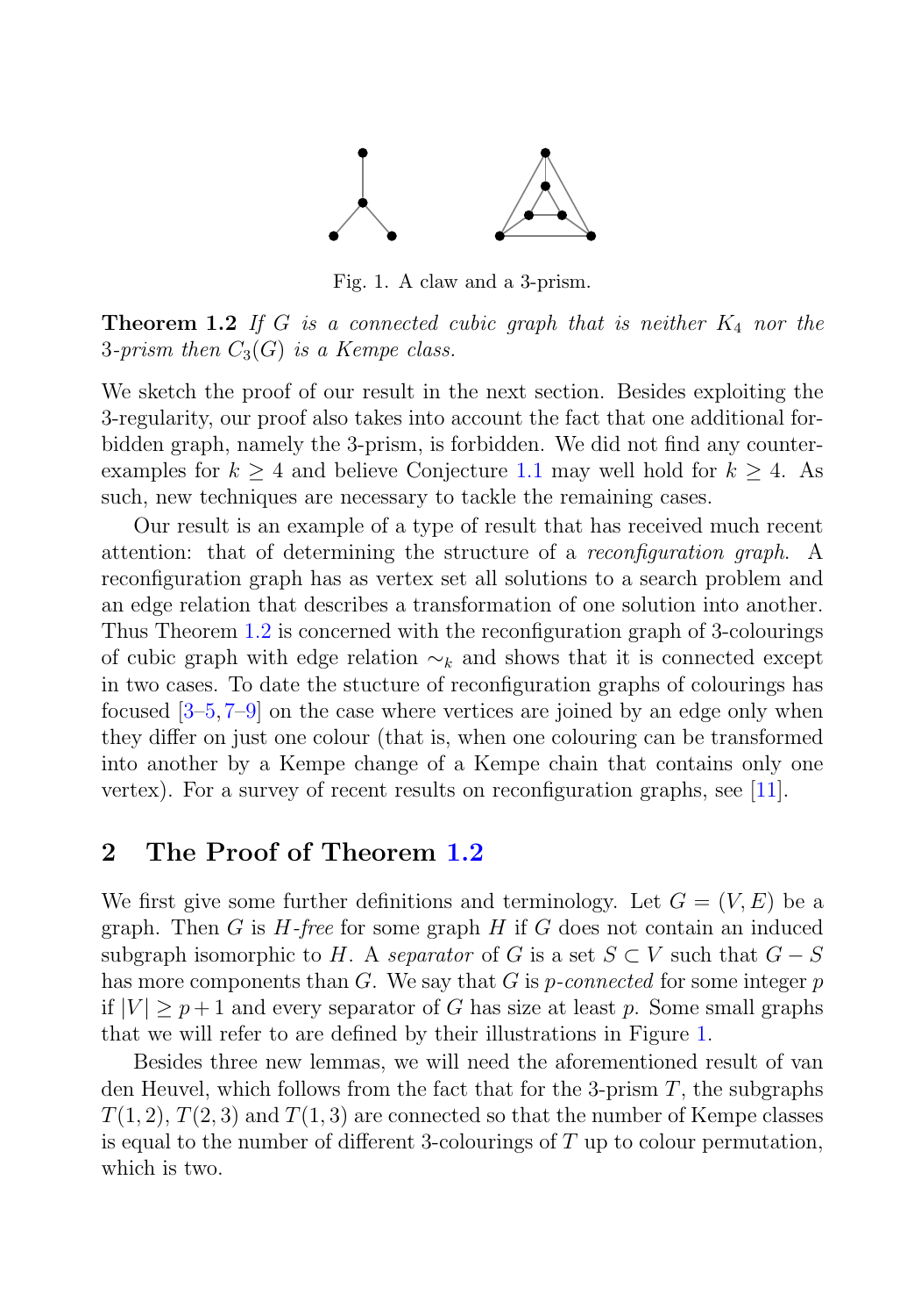Fig. 1. A claw and a 3-prism.

**Theorem 1.2** *If $G$ is a connected cubic graph that is neither $K_4$ nor the 3-prism then $C_3(G)$ is a Kempe class.*

We sketch the proof of our result in the next section. Besides exploiting the 3-regularity, our proof also takes into account the fact that one additional forbidden graph, namely the 3-prism, is forbidden. We did not find any counter-examples for $k \geq 4$ and believe Conjecture 1.1 may well hold for $k \geq 4$. As such, new techniques are necessary to tackle the remaining cases.

Our result is an example of a type of result that has received much recent attention: that of determining the structure of a *reconfiguration graph*. A reconfiguration graph has as vertex set all solutions to a search problem and an edge relation that describes a transformation of one solution into another. Thus Theorem 1.2 is concerned with the reconfiguration graph of 3-colourings of cubic graph with edge relation $\sim_k$ and shows that it is connected except in two cases. To date the stucture of reconfiguration graphs of colourings has focused [3–5,7–9] on the case where vertices are joined by an edge only when they differ on just one colour (that is, when one colouring can be transformed into another by a Kempe change of a Kempe chain that contains only one vertex). For a survey of recent results on reconfiguration graphs, see [11].

## 2 The Proof of Theorem 1.2

We first give some further definitions and terminology. Let $G = (V, E)$ be a graph. Then $G$ is *$H$-free* for some graph $H$ if $G$ does not contain an induced subgraph isomorphic to $H$. A *separator* of $G$ is a set $S \subset V$ such that $G - S$ has more components than $G$. We say that $G$ is *$p$-connected* for some integer $p$ if $|V| \geq p + 1$ and every separator of $G$ has size at least $p$. Some small graphs that we will refer to are defined by their illustrations in Figure 1.

Besides three new lemmas, we will need the aforementioned result of van den Heuvel, which follows from the fact that for the 3-prism $T$, the subgraphs $T(1, 2)$, $T(2, 3)$ and $T(1, 3)$ are connected so that the number of Kempe classes is equal to the number of different 3-colourings of $T$ up to colour permutation, which is two.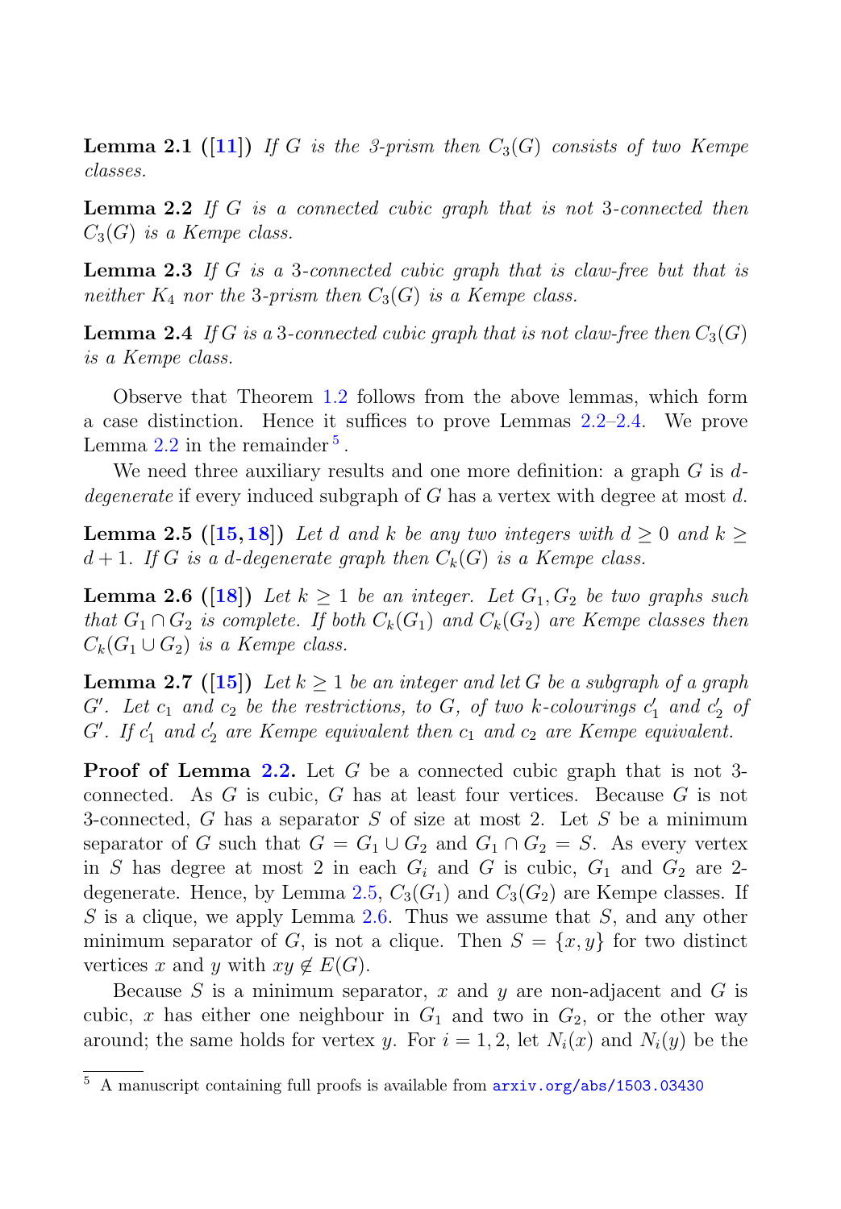**Lemma 2.1 ([11])** *If $G$ is the 3-prism then $C_3(G)$ consists of two Kempe classes.*

**Lemma 2.2** *If $G$ is a connected cubic graph that is not 3-connected then $C_3(G)$ is a Kempe class.*

**Lemma 2.3** *If $G$ is a 3-connected cubic graph that is claw-free but that is neither $K_4$ nor the 3-prism then $C_3(G)$ is a Kempe class.*

**Lemma 2.4** *If $G$ is a 3-connected cubic graph that is not claw-free then $C_3(G)$ is a Kempe class.*

Observe that Theorem 1.2 follows from the above lemmas, which form a case distinction. Hence it suffices to prove Lemmas 2.2–2.4. We prove Lemma 2.2 in the remainder [5].

We need three auxiliary results and one more definition: a graph $G$ is $d$-*degenerate* if every induced subgraph of $G$ has a vertex with degree at most $d$.

**Lemma 2.5 ([15, 18])** *Let $d$ and $k$ be any two integers with $d \geq 0$ and $k \geq d+1$. If $G$ is a $d$-degenerate graph then $C_k(G)$ is a Kempe class.*

**Lemma 2.6 ([18])** *Let $k \geq 1$ be an integer. Let $G_1, G_2$ be two graphs such that $G_1 \cap G_2$ is complete. If both $C_k(G_1)$ and $C_k(G_2)$ are Kempe classes then $C_k(G_1 \cup G_2)$ is a Kempe class.*

**Lemma 2.7 ([15])** *Let $k \geq 1$ be an integer and let $G$ be a subgraph of a graph $G'$. Let $c_1$ and $c_2$ be the restrictions, to $G$, of two $k$-colourings $c_1'$ and $c_2'$ of $G'$. If $c_1'$ and $c_2'$ are Kempe equivalent then $c_1$ and $c_2$ are Kempe equivalent.*

**Proof of Lemma 2.2.** Let $G$ be a connected cubic graph that is not 3-connected. As $G$ is cubic, $G$ has at least four vertices. Because $G$ is not 3-connected, $G$ has a separator $S$ of size at most 2. Let $S$ be a minimum separator of $G$ such that $G = G_1 \cup G_2$ and $G_1 \cap G_2 = S$. As every vertex in $S$ has degree at most 2 in each $G_i$ and $G$ is cubic, $G_1$ and $G_2$ are 2-degenerate. Hence, by Lemma 2.5, $C_3(G_1)$ and $C_3(G_2)$ are Kempe classes. If $S$ is a clique, we apply Lemma 2.6. Thus we assume that $S$, and any other minimum separator of $G$, is not a clique. Then $S = \{x, y\}$ for two distinct vertices $x$ and $y$ with $xy \notin E(G)$.

Because $S$ is a minimum separator, $x$ and $y$ are non-adjacent and $G$ is cubic, $x$ has either one neighbour in $G_1$ and two in $G_2$, or the other way around; the same holds for vertex $y$. For $i = 1, 2$, let $N_i(x)$ and $N_i(y)$ be the

[5] A manuscript containing full proofs is available from arxiv.org/abs/1503.03430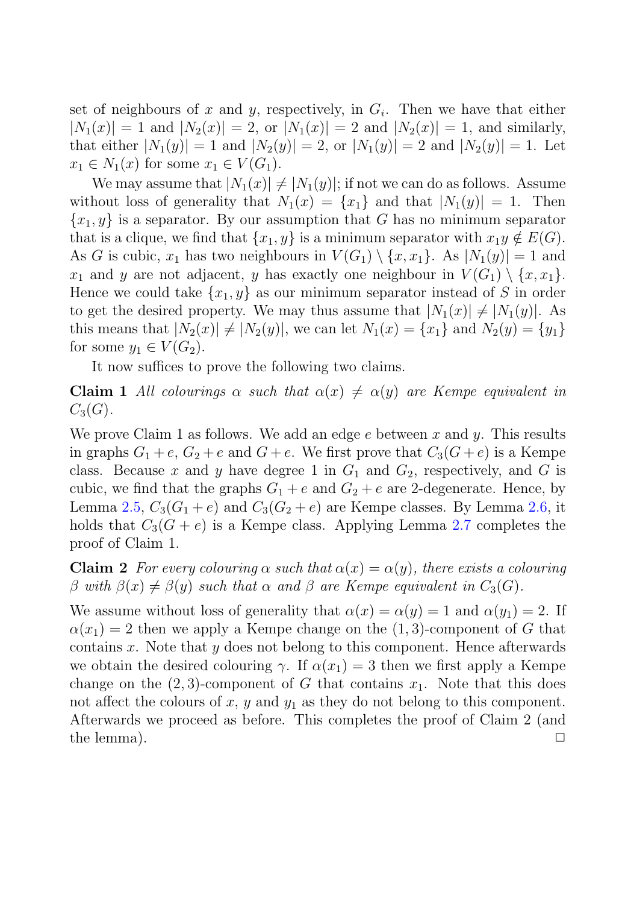set of neighbours of $x$ and $y$, respectively, in $G_i$. Then we have that either $|N_1(x)| = 1$ and $|N_2(x)| = 2$, or $|N_1(x)| = 2$ and $|N_2(x)| = 1$, and similarly, that either $|N_1(y)| = 1$ and $|N_2(y)| = 2$, or $|N_1(y)| = 2$ and $|N_2(y)| = 1$. Let $x_1 \in N_1(x)$ for some $x_1 \in V(G_1)$.

We may assume that $|N_1(x)| \neq |N_1(y)|$; if not we can do as follows. Assume without loss of generality that $N_1(x) = \{x_1\}$ and that $|N_1(y)| = 1$. Then $\{x_1, y\}$ is a separator. By our assumption that $G$ has no minimum separator that is a clique, we find that $\{x_1, y\}$ is a minimum separator with $x_1y \notin E(G)$. As $G$ is cubic, $x_1$ has two neighbours in $V(G_1) \setminus \{x, x_1\}$. As $|N_1(y)| = 1$ and $x_1$ and $y$ are not adjacent, $y$ has exactly one neighbour in $V(G_1) \setminus \{x, x_1\}$. Hence we could take $\{x_1, y\}$ as our minimum separator instead of $S$ in order to get the desired property. We may thus assume that $|N_1(x)| \neq |N_1(y)|$. As this means that $|N_2(x)| \neq |N_2(y)|$, we can let $N_1(x) = \{x_1\}$ and $N_2(y) = \{y_1\}$ for some $y_1 \in V(G_2)$.

It now suffices to prove the following two claims.

**Claim 1** *All colourings $\alpha$ such that $\alpha(x) \neq \alpha(y)$ are Kempe equivalent in $C_3(G)$.*

We prove Claim 1 as follows. We add an edge $e$ between $x$ and $y$. This results in graphs $G_1 + e$, $G_2 + e$ and $G + e$. We first prove that $C_3(G + e)$ is a Kempe class. Because $x$ and $y$ have degree 1 in $G_1$ and $G_2$, respectively, and $G$ is cubic, we find that the graphs $G_1 + e$ and $G_2 + e$ are 2-degenerate. Hence, by Lemma 2.5, $C_3(G_1 + e)$ and $C_3(G_2 + e)$ are Kempe classes. By Lemma 2.6, it holds that $C_3(G + e)$ is a Kempe class. Applying Lemma 2.7 completes the proof of Claim 1.

**Claim 2** *For every colouring $\alpha$ such that $\alpha(x) = \alpha(y)$, there exists a colouring $\beta$ with $\beta(x) \neq \beta(y)$ such that $\alpha$ and $\beta$ are Kempe equivalent in $C_3(G)$.*

We assume without loss of generality that $\alpha(x) = \alpha(y) = 1$ and $\alpha(y_1) = 2$. If $\alpha(x_1) = 2$ then we apply a Kempe change on the $(1, 3)$-component of $G$ that contains $x$. Note that $y$ does not belong to this component. Hence afterwards we obtain the desired colouring $\gamma$. If $\alpha(x_1) = 3$ then we first apply a Kempe change on the $(2, 3)$-component of $G$ that contains $x_1$. Note that this does not affect the colours of $x$, $y$ and $y_1$ as they do not belong to this component. Afterwards we proceed as before. This completes the proof of Claim 2 (and the lemma). □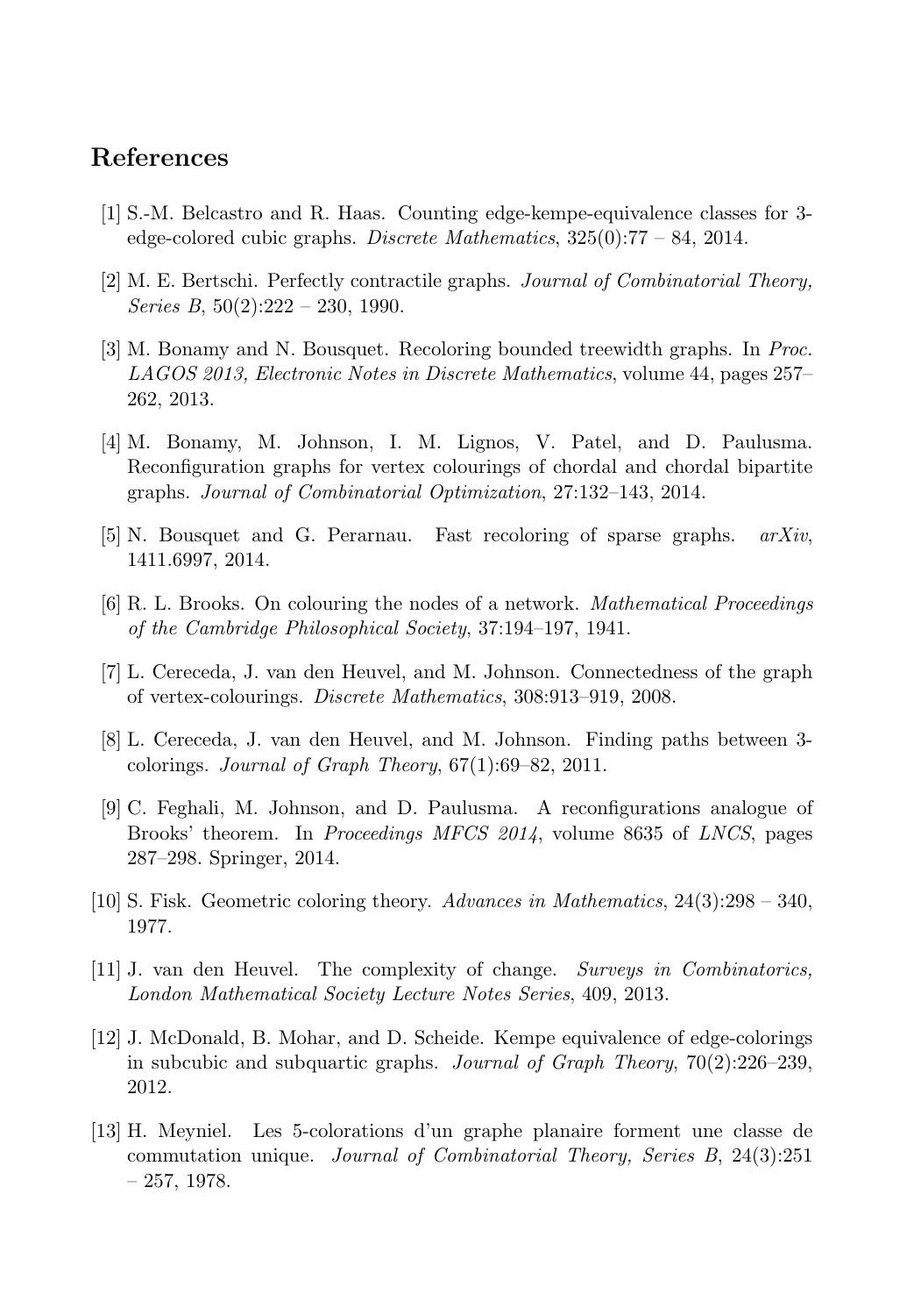## References

[1] S.-M. Belcastro and R. Haas. Counting edge-kempe-equivalence classes for 3-edge-colored cubic graphs. *Discrete Mathematics*, 325(0):77 – 84, 2014.

[2] M. E. Bertschi. Perfectly contractile graphs. *Journal of Combinatorial Theory, Series B*, 50(2):222 – 230, 1990.

[3] M. Bonamy and N. Bousquet. Recoloring bounded treewidth graphs. In *Proc. LAGOS 2013, Electronic Notes in Discrete Mathematics*, volume 44, pages 257–262, 2013.

[4] M. Bonamy, M. Johnson, I. M. Lignos, V. Patel, and D. Paulusma. Reconfiguration graphs for vertex colourings of chordal and chordal bipartite graphs. *Journal of Combinatorial Optimization*, 27:132–143, 2014.

[5] N. Bousquet and G. Perarnau. Fast recoloring of sparse graphs. *arXiv*, 1411.6997, 2014.

[6] R. L. Brooks. On colouring the nodes of a network. *Mathematical Proceedings of the Cambridge Philosophical Society*, 37:194–197, 1941.

[7] L. Cereceda, J. van den Heuvel, and M. Johnson. Connectedness of the graph of vertex-colourings. *Discrete Mathematics*, 308:913–919, 2008.

[8] L. Cereceda, J. van den Heuvel, and M. Johnson. Finding paths between 3-colorings. *Journal of Graph Theory*, 67(1):69–82, 2011.

[9] C. Feghali, M. Johnson, and D. Paulusma. A reconfigurations analogue of Brooks' theorem. In *Proceedings MFCS 2014*, volume 8635 of *LNCS*, pages 287–298. Springer, 2014.

[10] S. Fisk. Geometric coloring theory. *Advances in Mathematics*, 24(3):298 – 340, 1977.

[11] J. van den Heuvel. The complexity of change. *Surveys in Combinatorics, London Mathematical Society Lecture Notes Series*, 409, 2013.

[12] J. McDonald, B. Mohar, and D. Scheide. Kempe equivalence of edge-colorings in subcubic and subquartic graphs. *Journal of Graph Theory*, 70(2):226–239, 2012.

[13] H. Meyniel. Les 5-colorations d'un graphe planaire forment une classe de commutation unique. *Journal of Combinatorial Theory, Series B*, 24(3):251 – 257, 1978.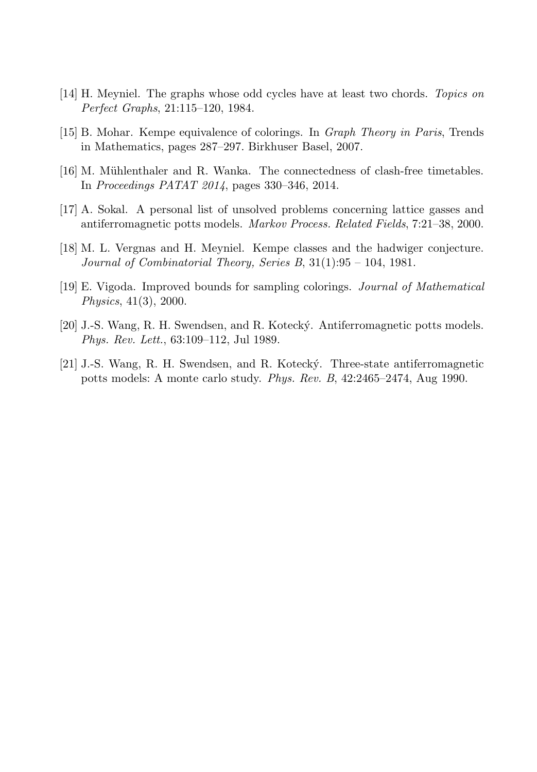[14] H. Meyniel. The graphs whose odd cycles have at least two chords. *Topics on Perfect Graphs*, 21:115–120, 1984.

[15] B. Mohar. Kempe equivalence of colorings. In *Graph Theory in Paris*, Trends in Mathematics, pages 287–297. Birkhuser Basel, 2007.

[16] M. Mühlenthaler and R. Wanka. The connectedness of clash-free timetables. In *Proceedings PATAT 2014*, pages 330–346, 2014.

[17] A. Sokal. A personal list of unsolved problems concerning lattice gasses and antiferromagnetic potts models. *Markov Process. Related Fields*, 7:21–38, 2000.

[18] M. L. Vergnas and H. Meyniel. Kempe classes and the hadwiger conjecture. *Journal of Combinatorial Theory, Series B*, 31(1):95 – 104, 1981.

[19] E. Vigoda. Improved bounds for sampling colorings. *Journal of Mathematical Physics*, 41(3), 2000.

[20] J.-S. Wang, R. H. Swendsen, and R. Kotecký. Antiferromagnetic potts models. *Phys. Rev. Lett.*, 63:109–112, Jul 1989.

[21] J.-S. Wang, R. H. Swendsen, and R. Kotecký. Three-state antiferromagnetic potts models: A monte carlo study. *Phys. Rev. B*, 42:2465–2474, Aug 1990.